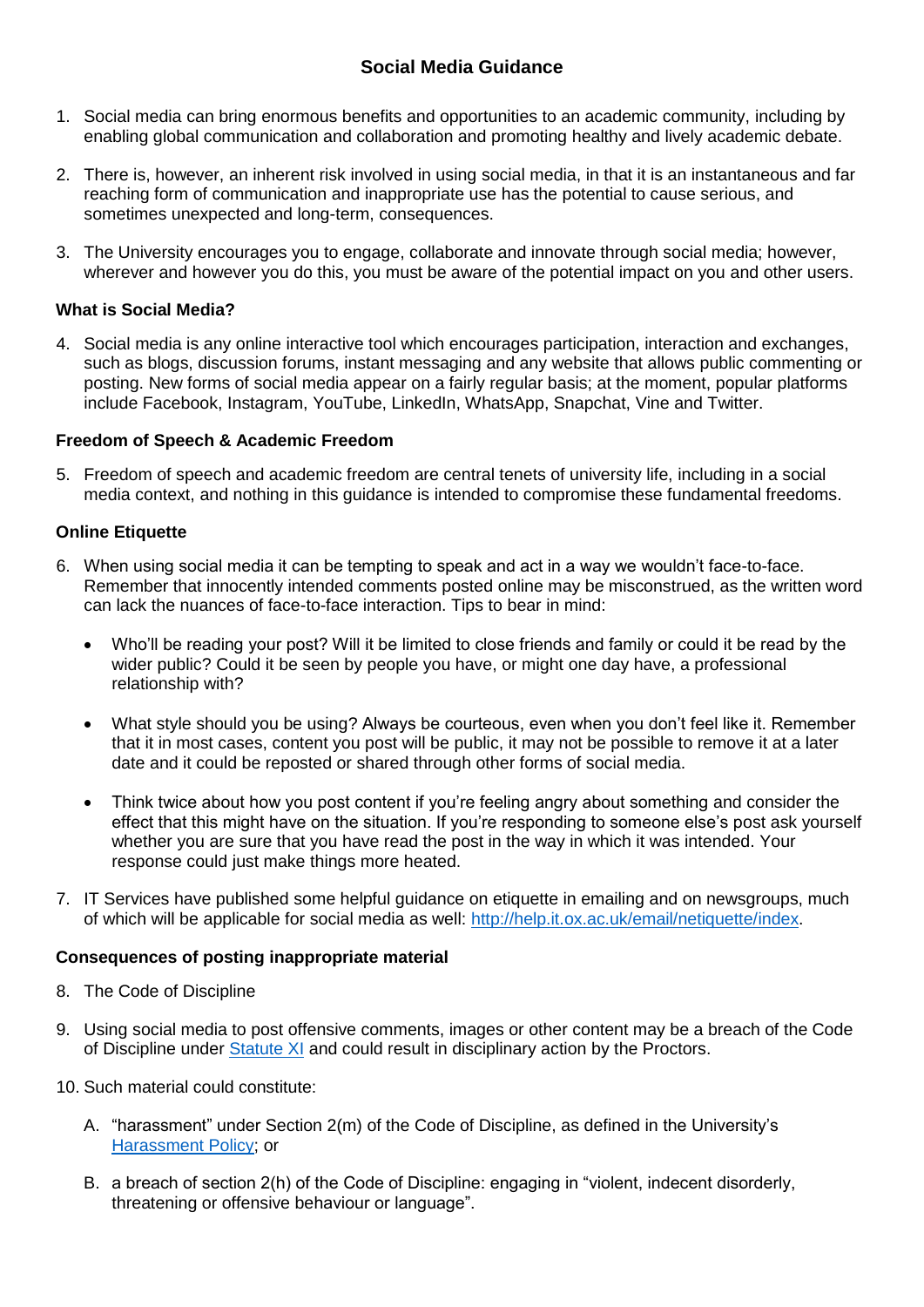# Social Media Guidance

1. Social media can bring enormous benefits and opportunities to an academic community, including by enabling global communication and collaboration and promoting healthy and lively academic debate.

2. There is, however, an inherent risk involved in using social media, in that it is an instantaneous and far reaching form of communication and inappropriate use has the potential to cause serious, and sometimes unexpected and long-term, consequences.

3. The University encourages you to engage, collaborate and innovate through social media; however, wherever and however you do this, you must be aware of the potential impact on you and other users.

### What is Social Media?

4. Social media is any online interactive tool which encourages participation, interaction and exchanges, such as blogs, discussion forums, instant messaging and any website that allows public commenting or posting. New forms of social media appear on a fairly regular basis; at the moment, popular platforms include Facebook, Instagram, YouTube, LinkedIn, WhatsApp, Snapchat, Vine and Twitter.

### Freedom of Speech & Academic Freedom

5. Freedom of speech and academic freedom are central tenets of university life, including in a social media context, and nothing in this guidance is intended to compromise these fundamental freedoms.

### Online Etiquette

6. When using social media it can be tempting to speak and act in a way we wouldn't face-to-face. Remember that innocently intended comments posted online may be misconstrued, as the written word can lack the nuances of face-to-face interaction. Tips to bear in mind:

   - Who'll be reading your post? Will it be limited to close friends and family or could it be read by the wider public? Could it be seen by people you have, or might one day have, a professional relationship with?

   - What style should you be using? Always be courteous, even when you don't feel like it. Remember that it in most cases, content you post will be public, it may not be possible to remove it at a later date and it could be reposted or shared through other forms of social media.

   - Think twice about how you post content if you're feeling angry about something and consider the effect that this might have on the situation. If you're responding to someone else's post ask yourself whether you are sure that you have read the post in the way in which it was intended. Your response could just make things more heated.

7. IT Services have published some helpful guidance on etiquette in emailing and on newsgroups, much of which will be applicable for social media as well: [http://help.it.ox.ac.uk/email/netiquette/index](http://help.it.ox.ac.uk/email/netiquette/index).

### Consequences of posting inappropriate material

8. The Code of Discipline

9. Using social media to post offensive comments, images or other content may be a breach of the Code of Discipline under [Statute XI](#) and could result in disciplinary action by the Proctors.

10. Such material could constitute:

    A. "harassment" under Section 2(m) of the Code of Discipline, as defined in the University's [Harassment Policy](#); or

    B. a breach of section 2(h) of the Code of Discipline: engaging in "violent, indecent disorderly, threatening or offensive behaviour or language".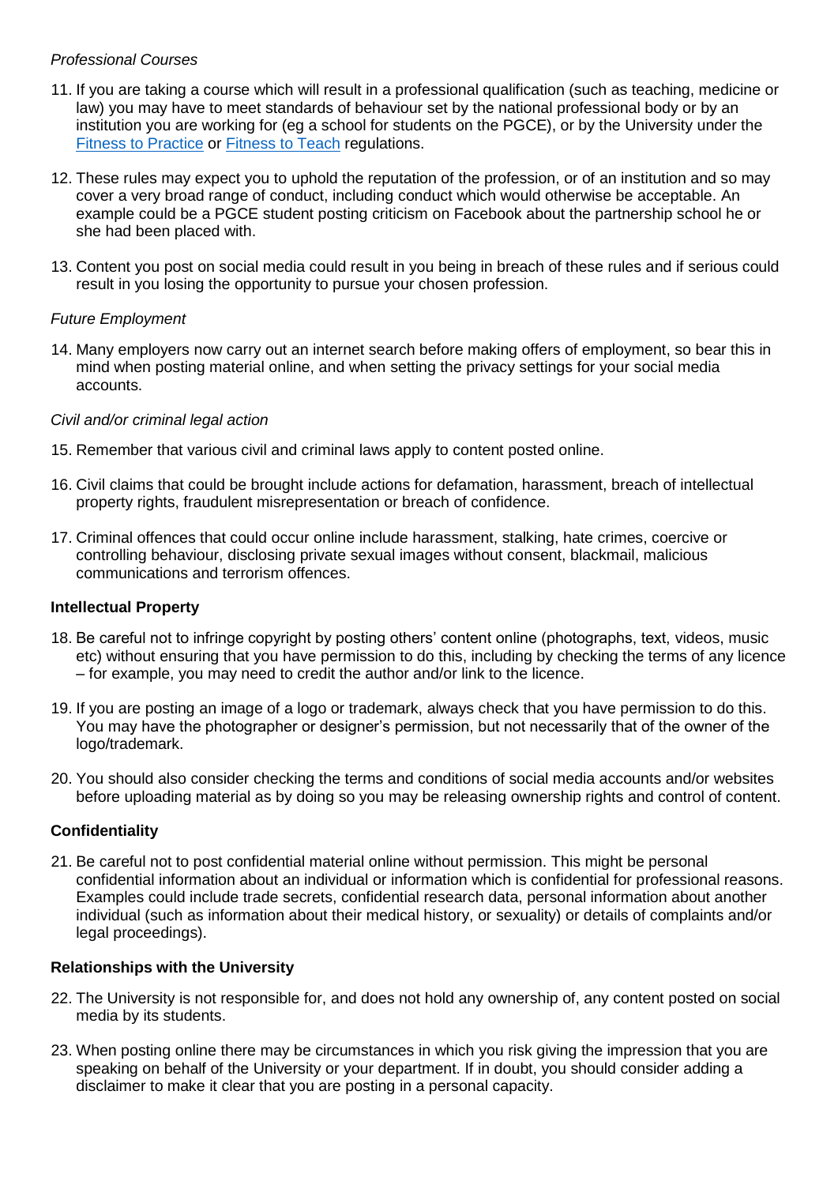*Professional Courses*

11. If you are taking a course which will result in a professional qualification (such as teaching, medicine or law) you may have to meet standards of behaviour set by the national professional body or by an institution you are working for (eg a school for students on the PGCE), or by the University under the Fitness to Practice or Fitness to Teach regulations.

12. These rules may expect you to uphold the reputation of the profession, or of an institution and so may cover a very broad range of conduct, including conduct which would otherwise be acceptable. An example could be a PGCE student posting criticism on Facebook about the partnership school he or she had been placed with.

13. Content you post on social media could result in you being in breach of these rules and if serious could result in you losing the opportunity to pursue your chosen profession.

*Future Employment*

14. Many employers now carry out an internet search before making offers of employment, so bear this in mind when posting material online, and when setting the privacy settings for your social media accounts.

*Civil and/or criminal legal action*

15. Remember that various civil and criminal laws apply to content posted online.

16. Civil claims that could be brought include actions for defamation, harassment, breach of intellectual property rights, fraudulent misrepresentation or breach of confidence.

17. Criminal offences that could occur online include harassment, stalking, hate crimes, coercive or controlling behaviour, disclosing private sexual images without consent, blackmail, malicious communications and terrorism offences.

**Intellectual Property**

18. Be careful not to infringe copyright by posting others' content online (photographs, text, videos, music etc) without ensuring that you have permission to do this, including by checking the terms of any licence – for example, you may need to credit the author and/or link to the licence.

19. If you are posting an image of a logo or trademark, always check that you have permission to do this. You may have the photographer or designer's permission, but not necessarily that of the owner of the logo/trademark.

20. You should also consider checking the terms and conditions of social media accounts and/or websites before uploading material as by doing so you may be releasing ownership rights and control of content.

**Confidentiality**

21. Be careful not to post confidential material online without permission. This might be personal confidential information about an individual or information which is confidential for professional reasons. Examples could include trade secrets, confidential research data, personal information about another individual (such as information about their medical history, or sexuality) or details of complaints and/or legal proceedings).

**Relationships with the University**

22. The University is not responsible for, and does not hold any ownership of, any content posted on social media by its students.

23. When posting online there may be circumstances in which you risk giving the impression that you are speaking on behalf of the University or your department. If in doubt, you should consider adding a disclaimer to make it clear that you are posting in a personal capacity.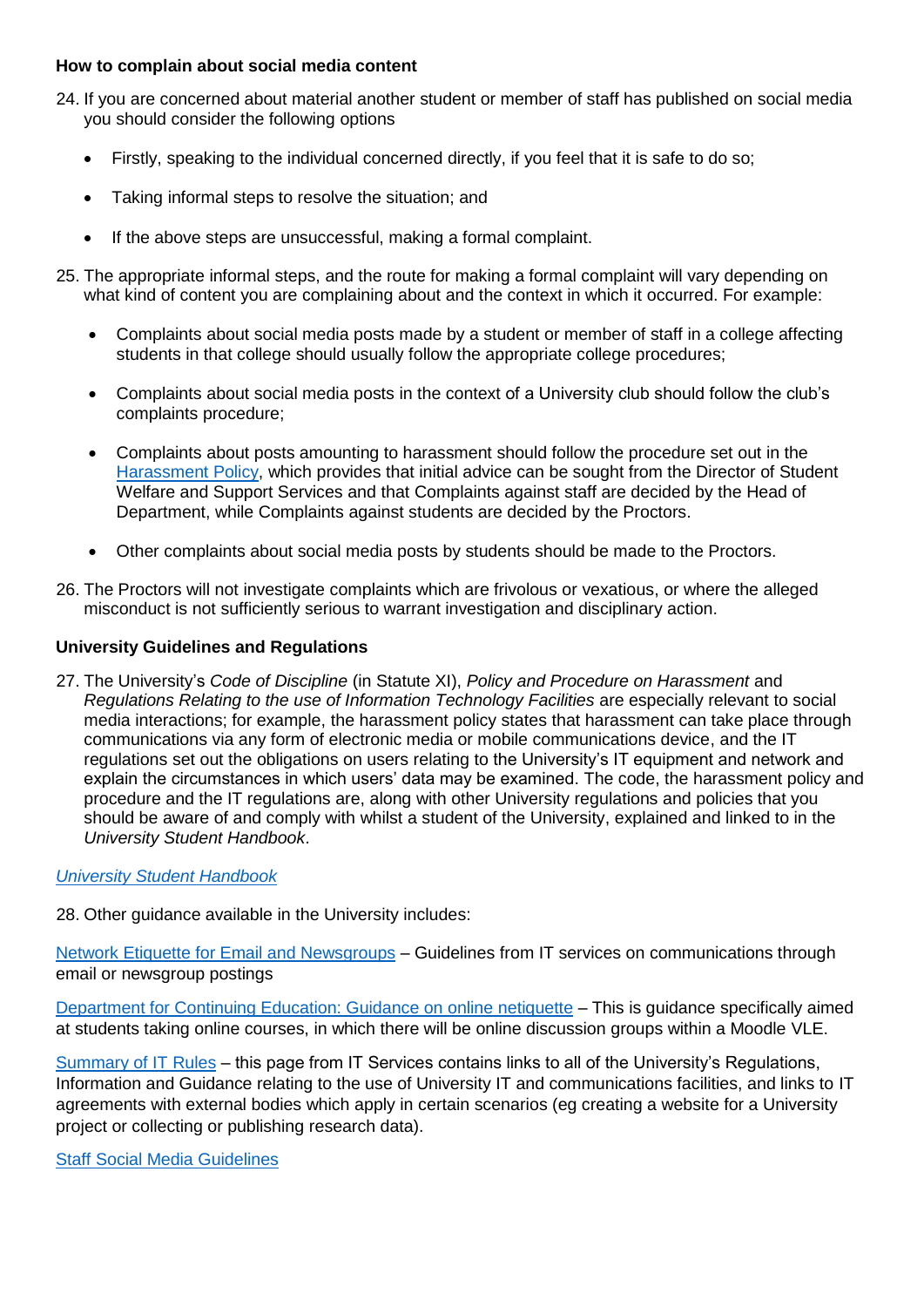**How to complain about social media content**

24. If you are concerned about material another student or member of staff has published on social media you should consider the following options

    - Firstly, speaking to the individual concerned directly, if you feel that it is safe to do so;
    - Taking informal steps to resolve the situation; and
    - If the above steps are unsuccessful, making a formal complaint.

25. The appropriate informal steps, and the route for making a formal complaint will vary depending on what kind of content you are complaining about and the context in which it occurred. For example:

    - Complaints about social media posts made by a student or member of staff in a college affecting students in that college should usually follow the appropriate college procedures;
    - Complaints about social media posts in the context of a University club should follow the club's complaints procedure;
    - Complaints about posts amounting to harassment should follow the procedure set out in the Harassment Policy, which provides that initial advice can be sought from the Director of Student Welfare and Support Services and that Complaints against staff are decided by the Head of Department, while Complaints against students are decided by the Proctors.
    - Other complaints about social media posts by students should be made to the Proctors.

26. The Proctors will not investigate complaints which are frivolous or vexatious, or where the alleged misconduct is not sufficiently serious to warrant investigation and disciplinary action.

**University Guidelines and Regulations**

27. The University's *Code of Discipline* (in Statute XI), *Policy and Procedure on Harassment* and *Regulations Relating to the use of Information Technology Facilities* are especially relevant to social media interactions; for example, the harassment policy states that harassment can take place through communications via any form of electronic media or mobile communications device, and the IT regulations set out the obligations on users relating to the University's IT equipment and network and explain the circumstances in which users' data may be examined. The code, the harassment policy and procedure and the IT regulations are, along with other University regulations and policies that you should be aware of and comply with whilst a student of the University, explained and linked to in the *University Student Handbook*.

*University Student Handbook*

28. Other guidance available in the University includes:

Network Etiquette for Email and Newsgroups – Guidelines from IT services on communications through email or newsgroup postings

Department for Continuing Education: Guidance on online netiquette – This is guidance specifically aimed at students taking online courses, in which there will be online discussion groups within a Moodle VLE.

Summary of IT Rules – this page from IT Services contains links to all of the University's Regulations, Information and Guidance relating to the use of University IT and communications facilities, and links to IT agreements with external bodies which apply in certain scenarios (eg creating a website for a University project or collecting or publishing research data).

Staff Social Media Guidelines